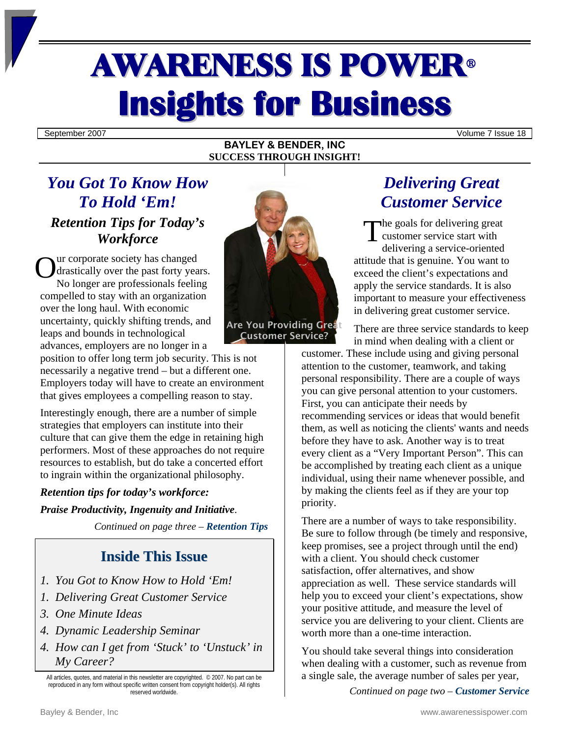# AWARENESS IS POWER®
# Insights for Business

September 2007 — Volume 7 Issue 18

**BAYLEY & BENDER, INC**
**SUCCESS THROUGH INSIGHT!**

## *You Got To Know How To Hold 'Em!*

### *Retention Tips for Today's Workforce*

Our corporate society has changed drastically over the past forty years. No longer are professionals feeling compelled to stay with an organization over the long haul. With economic uncertainty, quickly shifting trends, and leaps and bounds in technological advances, employers are no longer in a position to offer long term job security. This is not necessarily a negative trend – but a different one. Employers today will have to create an environment that gives employees a compelling reason to stay.

Interestingly enough, there are a number of simple strategies that employers can institute into their culture that can give them the edge in retaining high performers. Most of these approaches do not require resources to establish, but do take a concerted effort to ingrain within the organizational philosophy.

***Retention tips for today's workforce:***

***Praise Productivity, Ingenuity and Initiative***.

*Continued on page three –* ***Retention Tips***

Are You Providing Great Customer Service?

## Inside This Issue

1. *You Got to Know How to Hold 'Em!*
1. *Delivering Great Customer Service*
3. *One Minute Ideas*
4. *Dynamic Leadership Seminar*
4. *How can I get from 'Stuck' to 'Unstuck' in My Career?*

All articles, quotes, and material in this newsletter are copyrighted. © 2007. No part can be reproduced in any form without specific written consent from copyright holder(s). All rights reserved worldwide.

## *Delivering Great Customer Service*

The goals for delivering great customer service start with delivering a service-oriented attitude that is genuine. You want to exceed the client's expectations and apply the service standards. It is also important to measure your effectiveness in delivering great customer service.

There are three service standards to keep in mind when dealing with a client or customer. These include using and giving personal attention to the customer, teamwork, and taking personal responsibility. There are a couple of ways you can give personal attention to your customers. First, you can anticipate their needs by recommending services or ideas that would benefit them, as well as noticing the clients' wants and needs before they have to ask. Another way is to treat every client as a "Very Important Person". This can be accomplished by treating each client as a unique individual, using their name whenever possible, and by making the clients feel as if they are your top priority.

There are a number of ways to take responsibility. Be sure to follow through (be timely and responsive, keep promises, see a project through until the end) with a client. You should check customer satisfaction, offer alternatives, and show appreciation as well. These service standards will help you to exceed your client's expectations, show your positive attitude, and measure the level of service you are delivering to your client. Clients are worth more than a one-time interaction.

You should take several things into consideration when dealing with a customer, such as revenue from a single sale, the average number of sales per year,

*Continued on page two –* ***Customer Service***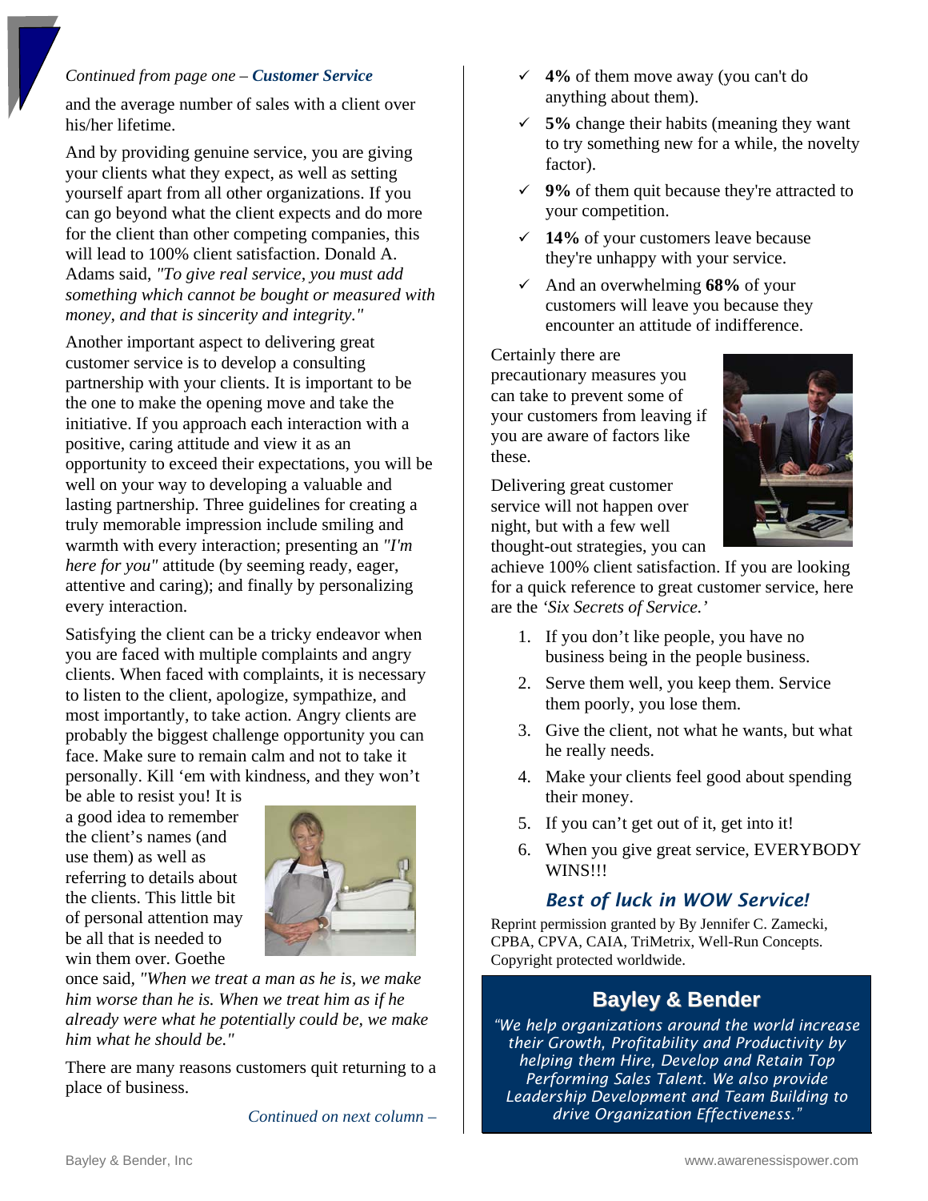*Continued from page one –* ***Customer Service***

and the average number of sales with a client over his/her lifetime.

And by providing genuine service, you are giving your clients what they expect, as well as setting yourself apart from all other organizations. If you can go beyond what the client expects and do more for the client than other competing companies, this will lead to 100% client satisfaction. Donald A. Adams said, *"To give real service, you must add something which cannot be bought or measured with money, and that is sincerity and integrity."*

Another important aspect to delivering great customer service is to develop a consulting partnership with your clients. It is important to be the one to make the opening move and take the initiative. If you approach each interaction with a positive, caring attitude and view it as an opportunity to exceed their expectations, you will be well on your way to developing a valuable and lasting partnership. Three guidelines for creating a truly memorable impression include smiling and warmth with every interaction; presenting an *"I'm here for you"* attitude (by seeming ready, eager, attentive and caring); and finally by personalizing every interaction.

Satisfying the client can be a tricky endeavor when you are faced with multiple complaints and angry clients. When faced with complaints, it is necessary to listen to the client, apologize, sympathize, and most importantly, to take action. Angry clients are probably the biggest challenge opportunity you can face. Make sure to remain calm and not to take it personally. Kill 'em with kindness, and they won't be able to resist you! It is a good idea to remember the client's names (and use them) as well as referring to details about the clients. This little bit of personal attention may be all that is needed to win them over. Goethe once said, *"When we treat a man as he is, we make him worse than he is. When we treat him as if he already were what he potentially could be, we make him what he should be."*

There are many reasons customers quit returning to a place of business.

*Continued on next column –*

- ✓ **4%** of them move away (you can't do anything about them).
- ✓ **5%** change their habits (meaning they want to try something new for a while, the novelty factor).
- ✓ **9%** of them quit because they're attracted to your competition.
- ✓ **14%** of your customers leave because they're unhappy with your service.
- ✓ And an overwhelming **68%** of your customers will leave you because they encounter an attitude of indifference.

Certainly there are precautionary measures you can take to prevent some of your customers from leaving if you are aware of factors like these.

Delivering great customer service will not happen over night, but with a few well thought-out strategies, you can achieve 100% client satisfaction. If you are looking for a quick reference to great customer service, here are the *'Six Secrets of Service.'*

1. If you don't like people, you have no business being in the people business.
2. Serve them well, you keep them. Service them poorly, you lose them.
3. Give the client, not what he wants, but what he really needs.
4. Make your clients feel good about spending their money.
5. If you can't get out of it, get into it!
6. When you give great service, EVERYBODY WINS!!!

### *Best of luck in WOW Service!*

Reprint permission granted by By Jennifer C. Zamecki, CPBA, CPVA, CAIA, TriMetrix, Well-Run Concepts. Copyright protected worldwide.

## Bayley & Bender

*"We help organizations around the world increase their Growth, Profitability and Productivity by helping them Hire, Develop and Retain Top Performing Sales Talent. We also provide Leadership Development and Team Building to drive Organization Effectiveness."*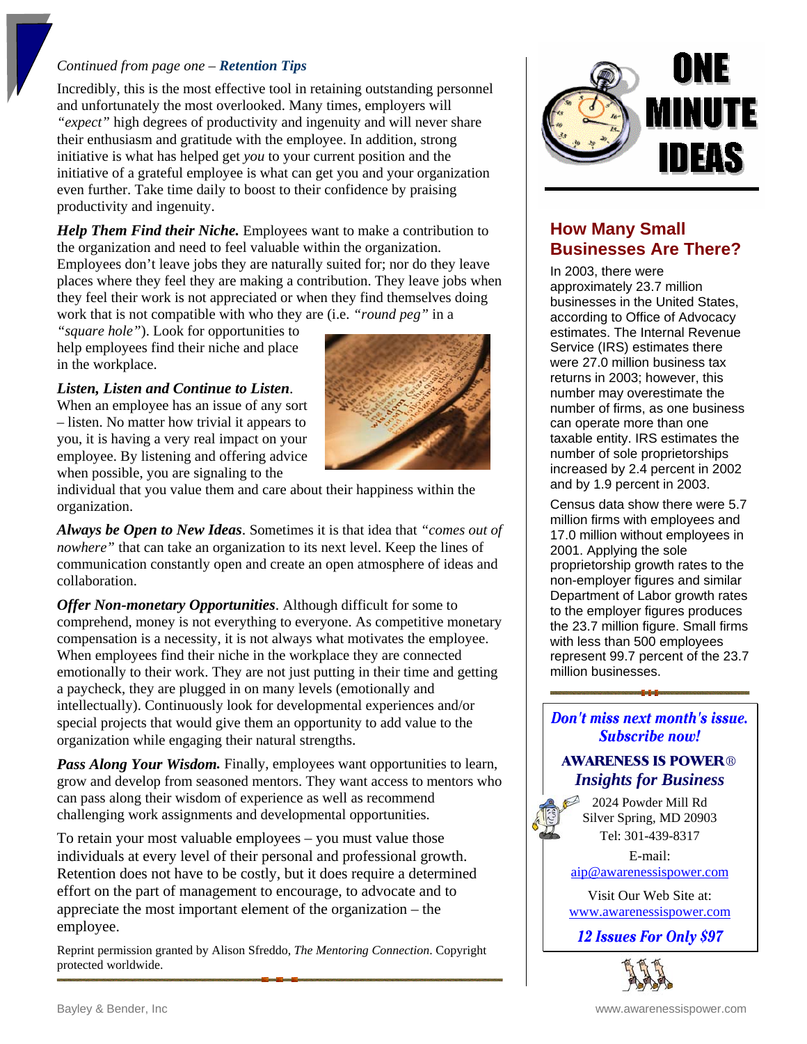*Continued from page one – **Retention Tips***

Incredibly, this is the most effective tool in retaining outstanding personnel and unfortunately the most overlooked. Many times, employers will *"expect"* high degrees of productivity and ingenuity and will never share their enthusiasm and gratitude with the employee. In addition, strong initiative is what has helped get *you* to your current position and the initiative of a grateful employee is what can get you and your organization even further. Take time daily to boost to their confidence by praising productivity and ingenuity.

***Help Them Find their Niche.*** Employees want to make a contribution to the organization and need to feel valuable within the organization. Employees don't leave jobs they are naturally suited for; nor do they leave places where they feel they are making a contribution. They leave jobs when they feel their work is not appreciated or when they find themselves doing work that is not compatible with who they are (i.e. *"round peg"* in a *"square hole"*). Look for opportunities to help employees find their niche and place in the workplace.

***Listen, Listen and Continue to Listen***. When an employee has an issue of any sort – listen. No matter how trivial it appears to you, it is having a very real impact on your employee. By listening and offering advice when possible, you are signaling to the individual that you value them and care about their happiness within the organization.

***Always be Open to New Ideas***. Sometimes it is that idea that *"comes out of nowhere"* that can take an organization to its next level. Keep the lines of communication constantly open and create an open atmosphere of ideas and collaboration.

***Offer Non-monetary Opportunities***. Although difficult for some to comprehend, money is not everything to everyone. As competitive monetary compensation is a necessity, it is not always what motivates the employee. When employees find their niche in the workplace they are connected emotionally to their work. They are not just putting in their time and getting a paycheck, they are plugged in on many levels (emotionally and intellectually). Continuously look for developmental experiences and/or special projects that would give them an opportunity to add value to the organization while engaging their natural strengths.

***Pass Along Your Wisdom.*** Finally, employees want opportunities to learn, grow and develop from seasoned mentors. They want access to mentors who can pass along their wisdom of experience as well as recommend challenging work assignments and developmental opportunities.

To retain your most valuable employees – you must value those individuals at every level of their personal and professional growth. Retention does not have to be costly, but it does require a determined effort on the part of management to encourage, to advocate and to appreciate the most important element of the organization – the employee.

Reprint permission granted by Alison Sfreddo, *The Mentoring Connection*. Copyright protected worldwide.

# ONE MINUTE IDEAS

## How Many Small Businesses Are There?

In 2003, there were approximately 23.7 million businesses in the United States, according to Office of Advocacy estimates. The Internal Revenue Service (IRS) estimates there were 27.0 million business tax returns in 2003; however, this number may overestimate the number of firms, as one business can operate more than one taxable entity. IRS estimates the number of sole proprietorships increased by 2.4 percent in 2002 and by 1.9 percent in 2003.

Census data show there were 5.7 million firms with employees and 17.0 million without employees in 2001. Applying the sole proprietorship growth rates to the non-employer figures and similar Department of Labor growth rates to the employer figures produces the 23.7 million figure. Small firms with less than 500 employees represent 99.7 percent of the 23.7 million businesses.

***Don't miss next month's issue. Subscribe now!***

**AWARENESS IS POWER®**

***Insights for Business***

2024 Powder Mill Rd
Silver Spring, MD 20903
Tel: 301-439-8317

E-mail:
aip@awarenessispower.com

Visit Our Web Site at:
www.awarenessispower.com

***12 Issues For Only $97***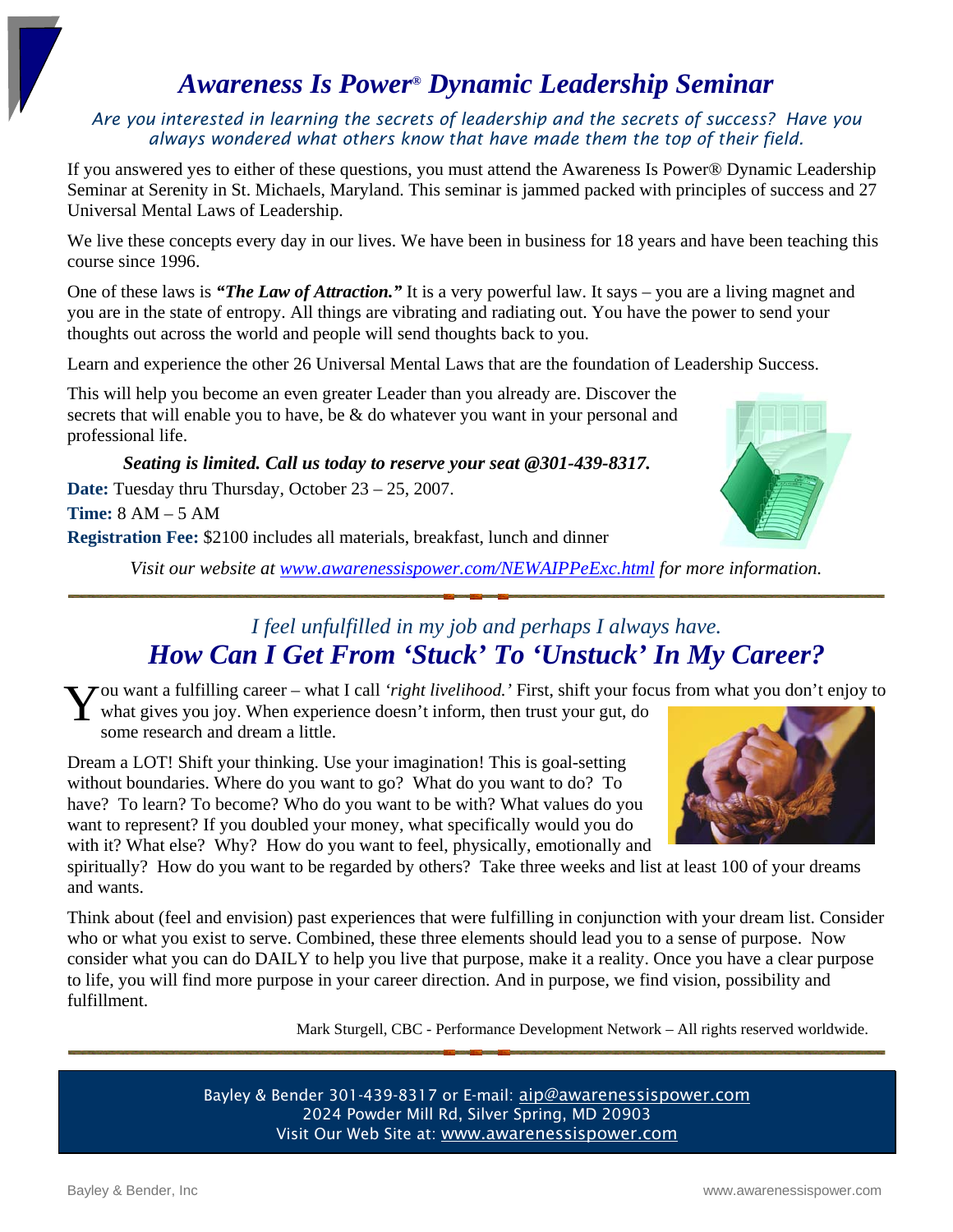# *Awareness Is Power® Dynamic Leadership Seminar*

*Are you interested in learning the secrets of leadership and the secrets of success? Have you always wondered what others know that have made them the top of their field.*

If you answered yes to either of these questions, you must attend the Awareness Is Power® Dynamic Leadership Seminar at Serenity in St. Michaels, Maryland. This seminar is jammed packed with principles of success and 27 Universal Mental Laws of Leadership.

We live these concepts every day in our lives. We have been in business for 18 years and have been teaching this course since 1996.

One of these laws is ***"The Law of Attraction."*** It is a very powerful law. It says – you are a living magnet and you are in the state of entropy. All things are vibrating and radiating out. You have the power to send your thoughts out across the world and people will send thoughts back to you.

Learn and experience the other 26 Universal Mental Laws that are the foundation of Leadership Success.

This will help you become an even greater Leader than you already are. Discover the secrets that will enable you to have, be & do whatever you want in your personal and professional life.

***Seating is limited. Call us today to reserve your seat @301-439-8317.***

**Date:** Tuesday thru Thursday, October 23 – 25, 2007.

**Time:** 8 AM – 5 AM

**Registration Fee:** $2100 includes all materials, breakfast, lunch and dinner

*Visit our website at [www.awarenessispower.com/NEWAIPPeExc.html](www.awarenessispower.com/NEWAIPPeExc.html) for more information.*

---

*I feel unfulfilled in my job and perhaps I always have.*

## *How Can I Get From 'Stuck' To 'Unstuck' In My Career?*

You want a fulfilling career – what I call *'right livelihood.'* First, shift your focus from what you don't enjoy to what gives you joy. When experience doesn't inform, then trust your gut, do some research and dream a little.

Dream a LOT! Shift your thinking. Use your imagination! This is goal-setting without boundaries. Where do you want to go? What do you want to do? To have? To learn? To become? Who do you want to be with? What values do you want to represent? If you doubled your money, what specifically would you do with it? What else? Why? How do you want to feel, physically, emotionally and spiritually? How do you want to be regarded by others? Take three weeks and list at least 100 of your dreams and wants.

Think about (feel and envision) past experiences that were fulfilling in conjunction with your dream list. Consider who or what you exist to serve. Combined, these three elements should lead you to a sense of purpose. Now consider what you can do DAILY to help you live that purpose, make it a reality. Once you have a clear purpose to life, you will find more purpose in your career direction. And in purpose, we find vision, possibility and fulfillment.

Mark Sturgell, CBC - Performance Development Network – All rights reserved worldwide.

---

Bayley & Bender 301-439-8317 or E-mail: [aip@awarenessispower.com](mailto:aip@awarenessispower.com)
2024 Powder Mill Rd, Silver Spring, MD 20903
Visit Our Web Site at: [www.awarenessispower.com](www.awarenessispower.com)